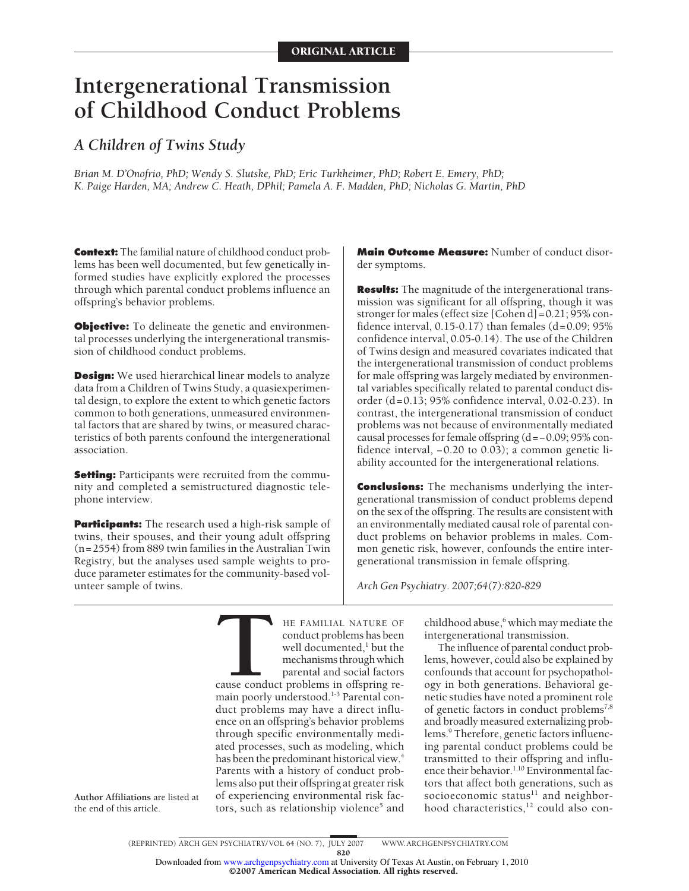ORIGINAL ARTICLE

# Intergenerational Transmission of Childhood Conduct Problems

## *A Children of Twins Study*

*Brian M. D'Onofrio, PhD; Wendy S. Slutske, PhD; Eric Turkheimer, PhD; Robert E. Emery, PhD; K. Paige Harden, MA; Andrew C. Heath, DPhil; Pamela A. F. Madden, PhD; Nicholas G. Martin, PhD*

**Context:** The familial nature of childhood conduct problems has been well documented, but few genetically informed studies have explicitly explored the processes through which parental conduct problems influence an offspring's behavior problems.

**Objective:** To delineate the genetic and environmental processes underlying the intergenerational transmission of childhood conduct problems.

**Design:** We used hierarchical linear models to analyze data from a Children of Twins Study, a quasiexperimental design, to explore the extent to which genetic factors common to both generations, unmeasured environmental factors that are shared by twins, or measured characteristics of both parents confound the intergenerational association.

**Setting:** Participants were recruited from the community and completed a semistructured diagnostic telephone interview.

**Participants:** The research used a high-risk sample of twins, their spouses, and their young adult offspring (n=2554) from 889 twin families in the Australian Twin Registry, but the analyses used sample weights to produce parameter estimates for the community-based volunteer sample of twins.

**Main Outcome Measure:** Number of conduct disorder symptoms.

**Results:** The magnitude of the intergenerational transmission was significant for all offspring, though it was stronger for males (effect size [Cohen d]=0.21; 95% confidence interval, 0.15-0.17) than females (d=0.09; 95% confidence interval, 0.05-0.14). The use of the Children of Twins design and measured covariates indicated that the intergenerational transmission of conduct problems for male offspring was largely mediated by environmental variables specifically related to parental conduct disorder (d=0.13; 95% confidence interval, 0.02-0.23). In contrast, the intergenerational transmission of conduct problems was not because of environmentally mediated causal processes for female offspring (d=−0.09; 95% confidence interval, −0.20 to 0.03); a common genetic liability accounted for the intergenerational relations.

**Conclusions:** The mechanisms underlying the intergenerational transmission of conduct problems depend on the sex of the offspring. The results are consistent with an environmentally mediated causal role of parental conduct problems on behavior problems in males. Common genetic risk, however, confounds the entire intergenerational transmission in female offspring.

*Arch Gen Psychiatry. 2007;64(7):820-829*

**Author Affiliations** are listed at the end of this article.

THE FAMILIAL NATURE OF conduct problems has been well documented,[1] but the mechanisms through which parental and social factors cause conduct problems in offspring remain poorly understood.[1-3] Parental conduct problems may have a direct influence on an offspring's behavior problems through specific environmentally mediated processes, such as modeling, which has been the predominant historical view.[4] Parents with a history of conduct problems also put their offspring at greater risk of experiencing environmental risk factors, such as relationship violence[5] and childhood abuse,[6] which may mediate the intergenerational transmission.

The influence of parental conduct problems, however, could also be explained by confounds that account for psychopathology in both generations. Behavioral genetic studies have noted a prominent role of genetic factors in conduct problems[7,8] and broadly measured externalizing problems.[9] Therefore, genetic factors influencing parental conduct problems could be transmitted to their offspring and influence their behavior.[1,10] Environmental factors that affect both generations, such as socioeconomic status[11] and neighborhood characteristics,[12] could also con-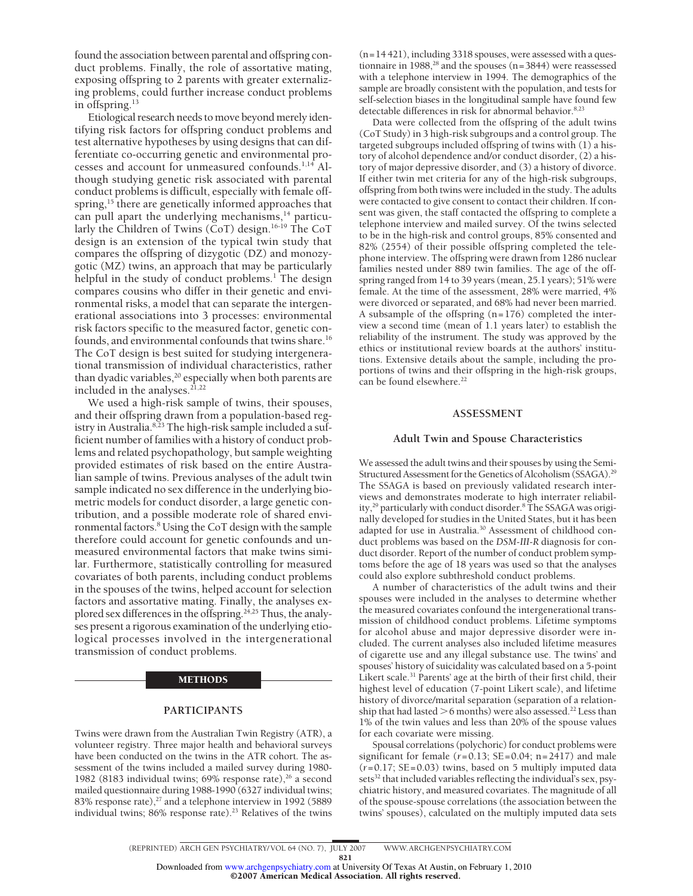found the association between parental and offspring conduct problems. Finally, the role of assortative mating, exposing offspring to 2 parents with greater externalizing problems, could further increase conduct problems in offspring.[13]

Etiological research needs to move beyond merely identifying risk factors for offspring conduct problems and test alternative hypotheses by using designs that can differentiate co-occurring genetic and environmental processes and account for unmeasured confounds.[1,14] Although studying genetic risk associated with parental conduct problems is difficult, especially with female offspring,[15] there are genetically informed approaches that can pull apart the underlying mechanisms,[14] particularly the Children of Twins (CoT) design.[16-19] The CoT design is an extension of the typical twin study that compares the offspring of dizygotic (DZ) and monozygotic (MZ) twins, an approach that may be particularly helpful in the study of conduct problems.[1] The design compares cousins who differ in their genetic and environmental risks, a model that can separate the intergenerational associations into 3 processes: environmental risk factors specific to the measured factor, genetic confounds, and environmental confounds that twins share.[16] The CoT design is best suited for studying intergenerational transmission of individual characteristics, rather than dyadic variables,[20] especially when both parents are included in the analyses.[21,22]

We used a high-risk sample of twins, their spouses, and their offspring drawn from a population-based registry in Australia.[8,23] The high-risk sample included a sufficient number of families with a history of conduct problems and related psychopathology, but sample weighting provided estimates of risk based on the entire Australian sample of twins. Previous analyses of the adult twin sample indicated no sex difference in the underlying biometric models for conduct disorder, a large genetic contribution, and a possible moderate role of shared environmental factors.[8] Using the CoT design with the sample therefore could account for genetic confounds and unmeasured environmental factors that make twins similar. Furthermore, statistically controlling for measured covariates of both parents, including conduct problems in the spouses of the twins, helped account for selection factors and assortative mating. Finally, the analyses explored sex differences in the offspring.[24,25] Thus, the analyses present a rigorous examination of the underlying etiological processes involved in the intergenerational transmission of conduct problems.

## METHODS

### PARTICIPANTS

Twins were drawn from the Australian Twin Registry (ATR), a volunteer registry. Three major health and behavioral surveys have been conducted on the twins in the ATR cohort. The assessment of the twins included a mailed survey during 1980-1982 (8183 individual twins; 69% response rate),[26] a second mailed questionnaire during 1988-1990 (6327 individual twins; 83% response rate),[27] and a telephone interview in 1992 (5889 individual twins; 86% response rate).[23] Relatives of the twins (n=14 421), including 3318 spouses, were assessed with a questionnaire in 1988,[28] and the spouses (n=3844) were reassessed with a telephone interview in 1994. The demographics of the sample are broadly consistent with the population, and tests for self-selection biases in the longitudinal sample have found few detectable differences in risk for abnormal behavior.[8,23]

Data were collected from the offspring of the adult twins (CoT Study) in 3 high-risk subgroups and a control group. The targeted subgroups included offspring of twins with (1) a history of alcohol dependence and/or conduct disorder, (2) a history of major depressive disorder, and (3) a history of divorce. If either twin met criteria for any of the high-risk subgroups, offspring from both twins were included in the study. The adults were contacted to give consent to contact their children. If consent was given, the staff contacted the offspring to complete a telephone interview and mailed survey. Of the twins selected to be in the high-risk and control groups, 85% consented and 82% (2554) of their possible offspring completed the telephone interview. The offspring were drawn from 1286 nuclear families nested under 889 twin families. The age of the offspring ranged from 14 to 39 years (mean, 25.1 years); 51% were female. At the time of the assessment, 28% were married, 4% were divorced or separated, and 68% had never been married. A subsample of the offspring (n=176) completed the interview a second time (mean of 1.1 years later) to establish the reliability of the instrument. The study was approved by the ethics or institutional review boards at the authors' institutions. Extensive details about the sample, including the proportions of twins and their offspring in the high-risk groups, can be found elsewhere.[22]

### ASSESSMENT

#### Adult Twin and Spouse Characteristics

We assessed the adult twins and their spouses by using the Semi-Structured Assessment for the Genetics of Alcoholism (SSAGA).[29] The SSAGA is based on previously validated research interviews and demonstrates moderate to high interrater reliability,[29] particularly with conduct disorder.[8] The SSAGA was originally developed for studies in the United States, but it has been adapted for use in Australia.[30] Assessment of childhood conduct problems was based on the *DSM-III-R* diagnosis for conduct disorder. Report of the number of conduct problem symptoms before the age of 18 years was used so that the analyses could also explore subthreshold conduct problems.

A number of characteristics of the adult twins and their spouses were included in the analyses to determine whether the measured covariates confound the intergenerational transmission of childhood conduct problems. Lifetime symptoms for alcohol abuse and major depressive disorder were included. The current analyses also included lifetime measures of cigarette use and any illegal substance use. The twins' and spouses' history of suicidality was calculated based on a 5-point Likert scale.[31] Parents' age at the birth of their first child, their highest level of education (7-point Likert scale), and lifetime history of divorce/marital separation (separation of a relationship that had lasted >6 months) were also assessed.[22] Less than 1% of the twin values and less than 20% of the spouse values for each covariate were missing.

Spousal correlations (polychoric) for conduct problems were significant for female ($r$=0.13; SE=0.04; n=2417) and male ($r$=0.17; SE=0.03) twins, based on 5 multiply imputed data sets[32] that included variables reflecting the individual's sex, psychiatric history, and measured covariates. The magnitude of all of the spouse-spouse correlations (the association between the twins' spouses), calculated on the multiply imputed data sets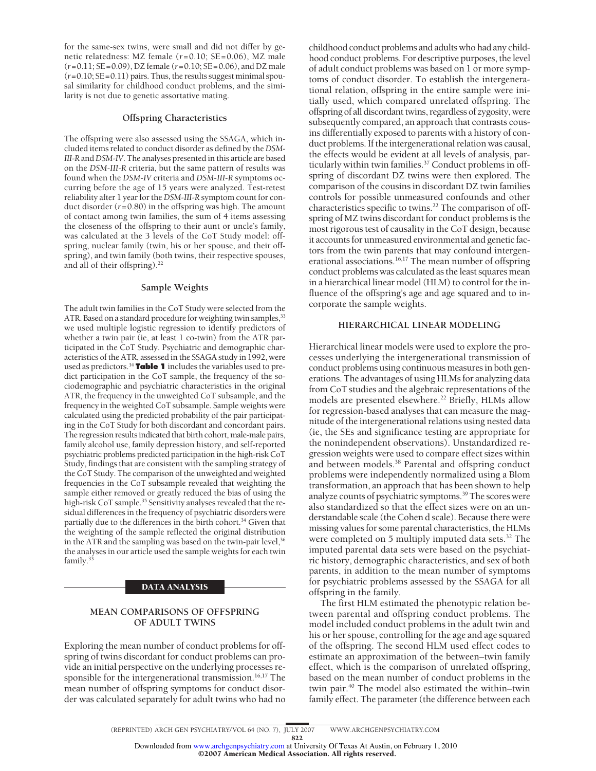for the same-sex twins, were small and did not differ by genetic relatedness: MZ female ($r=0.10$; SE=0.06), MZ male ($r=0.11$; SE=0.09), DZ female ($r=0.10$; SE=0.06), and DZ male ($r=0.10$; SE=0.11) pairs. Thus, the results suggest minimal spousal similarity for childhood conduct problems, and the similarity is not due to genetic assortative mating.

### Offspring Characteristics

The offspring were also assessed using the SSAGA, which included items related to conduct disorder as defined by the *DSM-III-R* and *DSM-IV*. The analyses presented in this article are based on the *DSM-III-R* criteria, but the same pattern of results was found when the *DSM-IV* criteria and *DSM-III-R* symptoms occurring before the age of 15 years were analyzed. Test-retest reliability after 1 year for the *DSM-III-R* symptom count for conduct disorder ($r=0.80$) in the offspring was high. The amount of contact among twin families, the sum of 4 items assessing the closeness of the offspring to their aunt or uncle's family, was calculated at the 3 levels of the CoT Study model: offspring, nuclear family (twin, his or her spouse, and their offspring), and twin family (both twins, their respective spouses, and all of their offspring).[22]

### Sample Weights

The adult twin families in the CoT Study were selected from the ATR. Based on a standard procedure for weighting twin samples,[33] we used multiple logistic regression to identify predictors of whether a twin pair (ie, at least 1 co-twin) from the ATR participated in the CoT Study. Psychiatric and demographic characteristics of the ATR, assessed in the SSAGA study in 1992, were used as predictors.[34] **Table 1** includes the variables used to predict participation in the CoT sample, the frequency of the sociodemographic and psychiatric characteristics in the original ATR, the frequency in the unweighted CoT subsample, and the frequency in the weighted CoT subsample. Sample weights were calculated using the predicted probability of the pair participating in the CoT Study for both discordant and concordant pairs. The regression results indicated that birth cohort, male-male pairs, family alcohol use, family depression history, and self-reported psychiatric problems predicted participation in the high-risk CoT Study, findings that are consistent with the sampling strategy of the CoT Study. The comparison of the unweighted and weighted frequencies in the CoT subsample revealed that weighting the sample either removed or greatly reduced the bias of using the high-risk CoT sample.[35] Sensitivity analyses revealed that the residual differences in the frequency of psychiatric disorders were partially due to the differences in the birth cohort.[34] Given that the weighting of the sample reflected the original distribution in the ATR and the sampling was based on the twin-pair level,[36] the analyses in our article used the sample weights for each twin family.[33]

## DATA ANALYSIS

### MEAN COMPARISONS OF OFFSPRING OF ADULT TWINS

Exploring the mean number of conduct problems for offspring of twins discordant for conduct problems can provide an initial perspective on the underlying processes responsible for the intergenerational transmission.[16,17] The mean number of offspring symptoms for conduct disorder was calculated separately for adult twins who had no childhood conduct problems and adults who had any childhood conduct problems. For descriptive purposes, the level of adult conduct problems was based on 1 or more symptoms of conduct disorder. To establish the intergenerational relation, offspring in the entire sample were initially used, which compared unrelated offspring. The offspring of all discordant twins, regardless of zygosity, were subsequently compared, an approach that contrasts cousins differentially exposed to parents with a history of conduct problems. If the intergenerational relation was causal, the effects would be evident at all levels of analysis, particularly within twin families.[37] Conduct problems in offspring of discordant DZ twins were then explored. The comparison of the cousins in discordant DZ twin families controls for possible unmeasured confounds and other characteristics specific to twins.[22] The comparison of offspring of MZ twins discordant for conduct problems is the most rigorous test of causality in the CoT design, because it accounts for unmeasured environmental and genetic factors from the twin parents that may confound intergenerational associations.[16,17] The mean number of offspring conduct problems was calculated as the least squares mean in a hierarchical linear model (HLM) to control for the influence of the offspring's age and age squared and to incorporate the sample weights.

### HIERARCHICAL LINEAR MODELING

Hierarchical linear models were used to explore the processes underlying the intergenerational transmission of conduct problems using continuous measures in both generations. The advantages of using HLMs for analyzing data from CoT studies and the algebraic representations of the models are presented elsewhere.[22] Briefly, HLMs allow for regression-based analyses that can measure the magnitude of the intergenerational relations using nested data (ie, the SEs and significance testing are appropriate for the nonindependent observations). Unstandardized regression weights were used to compare effect sizes within and between models.[38] Parental and offspring conduct problems were independently normalized using a Blom transformation, an approach that has been shown to help analyze counts of psychiatric symptoms.[39] The scores were also standardized so that the effect sizes were on an understandable scale (the Cohen d scale). Because there were missing values for some parental characteristics, the HLMs were completed on 5 multiply imputed data sets.[32] The imputed parental data sets were based on the psychiatric history, demographic characteristics, and sex of both parents, in addition to the mean number of symptoms for psychiatric problems assessed by the SSAGA for all offspring in the family.

The first HLM estimated the phenotypic relation between parental and offspring conduct problems. The model included conduct problems in the adult twin and his or her spouse, controlling for the age and age squared of the offspring. The second HLM used effect codes to estimate an approximation of the between–twin family effect, which is the comparison of unrelated offspring, based on the mean number of conduct problems in the twin pair.[40] The model also estimated the within–twin family effect. The parameter (the difference between each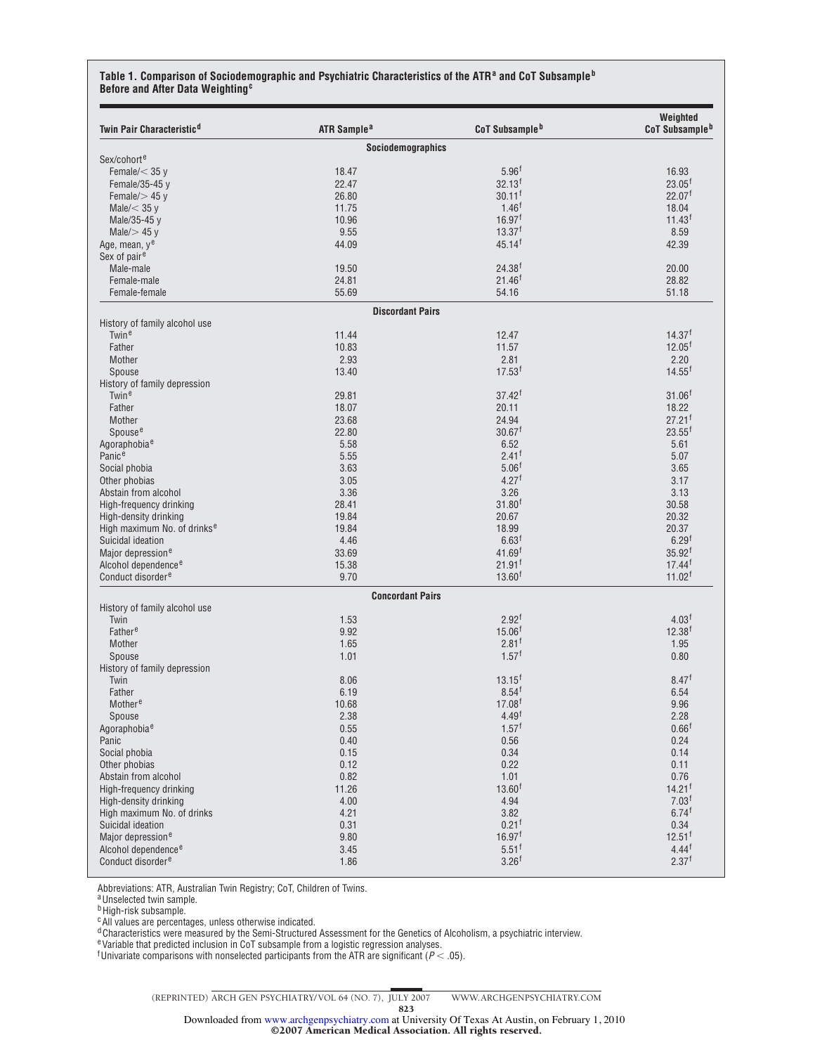**Table 1. Comparison of Sociodemographic and Psychiatric Characteristics of the ATR[a] and CoT Subsample[b] Before and After Data Weighting[c]**

| Twin Pair Characteristic[d] | ATR Sample[a] | CoT Subsample[b] | Weighted CoT Subsample[b] |
|---|---|---|---|
| **Sociodemographics** | | | |
| Sex/cohort[e] | | | |
| Female/< 35 y | 18.47 | 5.96[f] | 16.93 |
| Female/35-45 y | 22.47 | 32.13[f] | 23.05[f] |
| Female/> 45 y | 26.80 | 30.11[f] | 22.07[f] |
| Male/< 35 y | 11.75 | 1.46[f] | 18.04 |
| Male/35-45 y | 10.96 | 16.97[f] | 11.43[f] |
| Male/> 45 y | 9.55 | 13.37[f] | 8.59 |
| Age, mean, y[e] | 44.09 | 45.14[f] | 42.39 |
| Sex of pair[e] | | | |
| Male-male | 19.50 | 24.38[f] | 20.00 |
| Female-male | 24.81 | 21.46[f] | 28.82 |
| Female-female | 55.69 | 54.16 | 51.18 |
| **Discordant Pairs** | | | |
| History of family alcohol use | | | |
| Twin[e] | 11.44 | 12.47 | 14.37[f] |
| Father | 10.83 | 11.57 | 12.05[f] |
| Mother | 2.93 | 2.81 | 2.20 |
| Spouse | 13.40 | 17.53[f] | 14.55[f] |
| History of family depression | | | |
| Twin[e] | 29.81 | 37.42[f] | 31.06[f] |
| Father | 18.07 | 20.11 | 18.22 |
| Mother | 23.68 | 24.94 | 27.21[f] |
| Spouse[e] | 22.80 | 30.67[f] | 23.55[f] |
| Agoraphobia[e] | 5.58 | 6.52 | 5.61 |
| Panic[e] | 5.55 | 2.41[f] | 5.07 |
| Social phobia | 3.63 | 5.06[f] | 3.65 |
| Other phobias | 3.05 | 4.27[f] | 3.17 |
| Abstain from alcohol | 3.36 | 3.26 | 3.13 |
| High-frequency drinking | 28.41 | 31.80[f] | 30.58 |
| High-density drinking | 19.84 | 20.67 | 20.32 |
| High maximum No. of drinks[e] | 19.84 | 18.99 | 20.37 |
| Suicidal ideation | 4.46 | 6.63[f] | 6.29[f] |
| Major depression[e] | 33.69 | 41.69[f] | 35.92[f] |
| Alcohol dependence[e] | 15.38 | 21.91[f] | 17.44[f] |
| Conduct disorder[e] | 9.70 | 13.60[f] | 11.02[f] |
| **Concordant Pairs** | | | |
| History of family alcohol use | | | |
| Twin | 1.53 | 2.92[f] | 4.03[f] |
| Father[e] | 9.92 | 15.06[f] | 12.38[f] |
| Mother | 1.65 | 2.81[f] | 1.95 |
| Spouse | 1.01 | 1.57[f] | 0.80 |
| History of family depression | | | |
| Twin | 8.06 | 13.15[f] | 8.47[f] |
| Father | 6.19 | 8.54[f] | 6.54 |
| Mother[e] | 10.68 | 17.08[f] | 9.96 |
| Spouse | 2.38 | 4.49[f] | 2.28 |
| Agoraphobia[e] | 0.55 | 1.57[f] | 0.66[f] |
| Panic | 0.40 | 0.56 | 0.24 |
| Social phobia | 0.15 | 0.34 | 0.14 |
| Other phobias | 0.12 | 0.22 | 0.11 |
| Abstain from alcohol | 0.82 | 1.01 | 0.76 |
| High-frequency drinking | 11.26 | 13.60[f] | 14.21[f] |
| High-density drinking | 4.00 | 4.94 | 7.03[f] |
| High maximum No. of drinks | 4.21 | 3.82 | 6.74[f] |
| Suicidal ideation | 0.31 | 0.21[f] | 0.34 |
| Major depression[e] | 9.80 | 16.97[f] | 12.51[f] |
| Alcohol dependence[e] | 3.45 | 5.51[f] | 4.44[f] |
| Conduct disorder[e] | 1.86 | 3.26[f] | 2.37[f] |

Abbreviations: ATR, Australian Twin Registry; CoT, Children of Twins.
[a] Unselected twin sample.
[b] High-risk subsample.
[c] All values are percentages, unless otherwise indicated.
[d] Characteristics were measured by the Semi-Structured Assessment for the Genetics of Alcoholism, a psychiatric interview.
[e] Variable that predicted inclusion in CoT subsample from a logistic regression analyses.
[f] Univariate comparisons with nonselected participants from the ATR are significant ($P < .05$).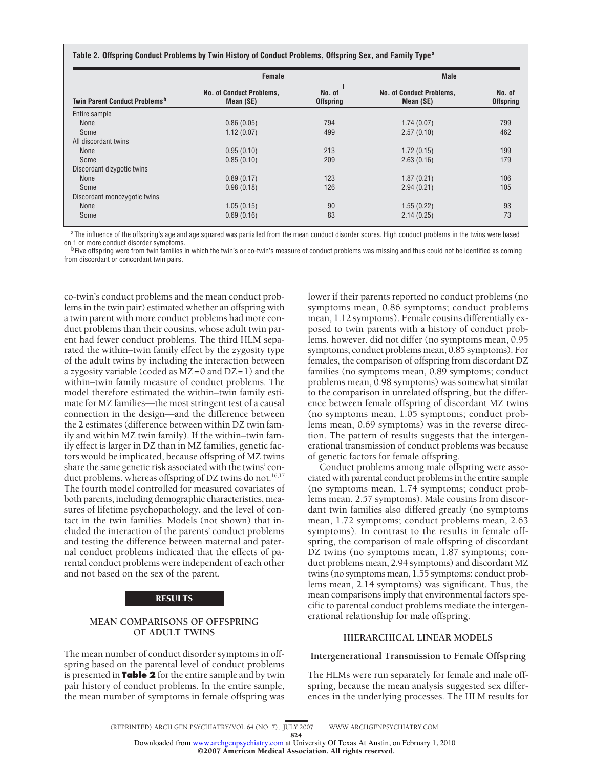**Table 2. Offspring Conduct Problems by Twin History of Conduct Problems, Offspring Sex, and Family Type[a]**

| Twin Parent Conduct Problems[b] | Female | | Male | |
|---|---|---|---|---|
| | No. of Conduct Problems, Mean (SE) | No. of Offspring | No. of Conduct Problems, Mean (SE) | No. of Offspring |
| Entire sample | | | | |
| None | 0.86 (0.05) | 794 | 1.74 (0.07) | 799 |
| Some | 1.12 (0.07) | 499 | 2.57 (0.10) | 462 |
| All discordant twins | | | | |
| None | 0.95 (0.10) | 213 | 1.72 (0.15) | 199 |
| Some | 0.85 (0.10) | 209 | 2.63 (0.16) | 179 |
| Discordant dizygotic twins | | | | |
| None | 0.89 (0.17) | 123 | 1.87 (0.21) | 106 |
| Some | 0.98 (0.18) | 126 | 2.94 (0.21) | 105 |
| Discordant monozygotic twins | | | | |
| None | 1.05 (0.15) | 90 | 1.55 (0.22) | 93 |
| Some | 0.69 (0.16) | 83 | 2.14 (0.25) | 73 |

[a] The influence of the offspring's age and age squared was partialled from the mean conduct disorder scores. High conduct problems in the twins were based on 1 or more conduct disorder symptoms.

[b] Five offspring were from twin families in which the twin's or co-twin's measure of conduct problems was missing and thus could not be identified as coming from discordant or concordant twin pairs.

co-twin's conduct problems and the mean conduct problems in the twin pair) estimated whether an offspring with a twin parent with more conduct problems had more conduct problems than their cousins, whose adult twin parent had fewer conduct problems. The third HLM separated the within–twin family effect by the zygosity type of the adult twins by including the interaction between a zygosity variable (coded as MZ=0 and DZ=1) and the within–twin family measure of conduct problems. The model therefore estimated the within–twin family estimate for MZ families—the most stringent test of a causal connection in the design—and the difference between the 2 estimates (difference between within DZ twin family and within MZ twin family). If the within–twin family effect is larger in DZ than in MZ families, genetic factors would be implicated, because offspring of MZ twins share the same genetic risk associated with the twins' conduct problems, whereas offspring of DZ twins do not.[16,17] The fourth model controlled for measured covariates of both parents, including demographic characteristics, measures of lifetime psychopathology, and the level of contact in the twin families. Models (not shown) that included the interaction of the parents' conduct problems and testing the difference between maternal and paternal conduct problems indicated that the effects of parental conduct problems were independent of each other and not based on the sex of the parent.

## RESULTS

### MEAN COMPARISONS OF OFFSPRING OF ADULT TWINS

The mean number of conduct disorder symptoms in offspring based on the parental level of conduct problems is presented in **Table 2** for the entire sample and by twin pair history of conduct problems. In the entire sample, the mean number of symptoms in female offspring was lower if their parents reported no conduct problems (no symptoms mean, 0.86 symptoms; conduct problems mean, 1.12 symptoms). Female cousins differentially exposed to twin parents with a history of conduct problems, however, did not differ (no symptoms mean, 0.95 symptoms; conduct problems mean, 0.85 symptoms). For females, the comparison of offspring from discordant DZ families (no symptoms mean, 0.89 symptoms; conduct problems mean, 0.98 symptoms) was somewhat similar to the comparison in unrelated offspring, but the difference between female offspring of discordant MZ twins (no symptoms mean, 1.05 symptoms; conduct problems mean, 0.69 symptoms) was in the reverse direction. The pattern of results suggests that the intergenerational transmission of conduct problems was because of genetic factors for female offspring.

Conduct problems among male offspring were associated with parental conduct problems in the entire sample (no symptoms mean, 1.74 symptoms; conduct problems mean, 2.57 symptoms). Male cousins from discordant twin families also differed greatly (no symptoms mean, 1.72 symptoms; conduct problems mean, 2.63 symptoms). In contrast to the results in female offspring, the comparison of male offspring of discordant DZ twins (no symptoms mean, 1.87 symptoms; conduct problems mean, 2.94 symptoms) and discordant MZ twins (no symptoms mean, 1.55 symptoms; conduct problems mean, 2.14 symptoms) was significant. Thus, the mean comparisons imply that environmental factors specific to parental conduct problems mediate the intergenerational relationship for male offspring.

### HIERARCHICAL LINEAR MODELS

#### Intergenerational Transmission to Female Offspring

The HLMs were run separately for female and male offspring, because the mean analysis suggested sex differences in the underlying processes. The HLM results for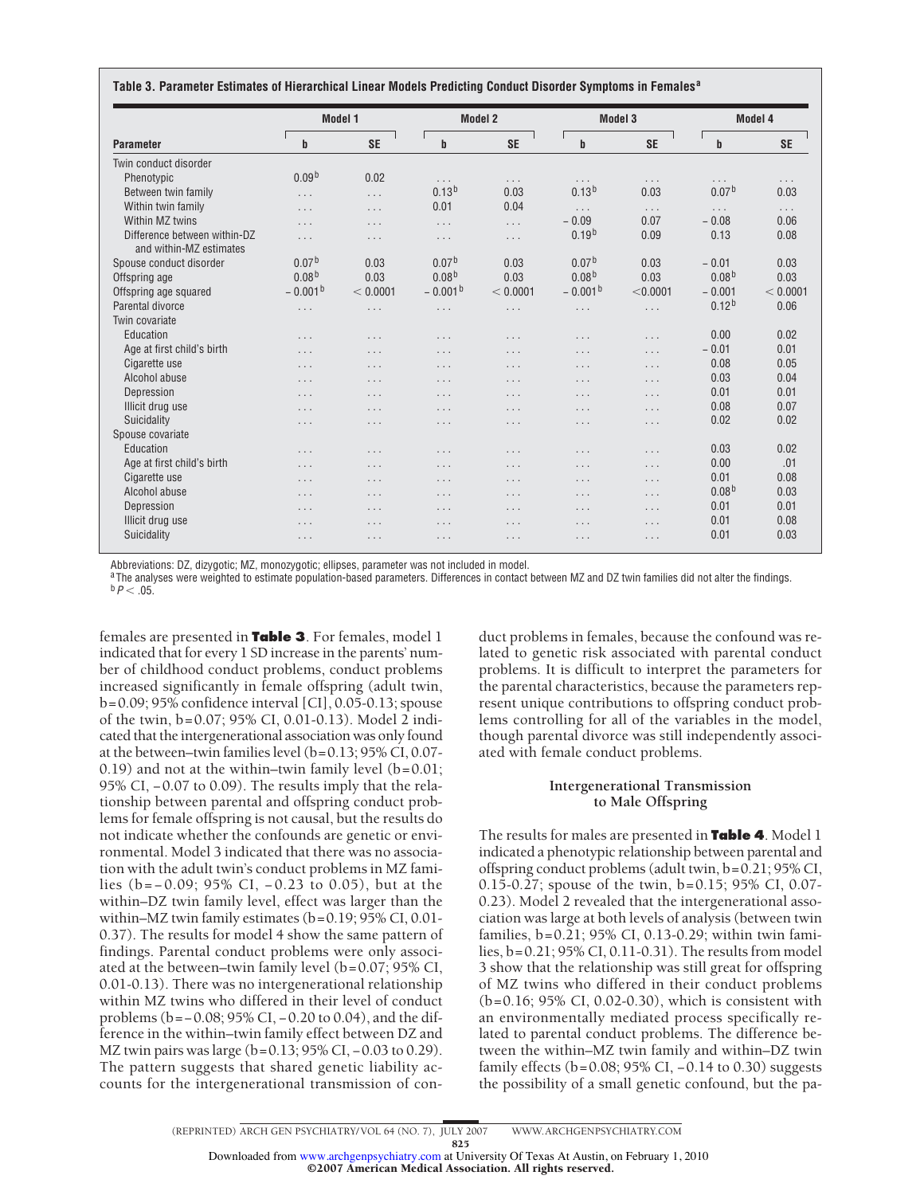**Table 3. Parameter Estimates of Hierarchical Linear Models Predicting Conduct Disorder Symptoms in Females[a]**

| Parameter | Model 1 | | Model 2 | | Model 3 | | Model 4 | |
|---|---|---|---|---|---|---|---|---|
| | b | SE | b | SE | b | SE | b | SE |
| Twin conduct disorder | | | | | | | | |
| Phenotypic | 0.09[b] | 0.02 | ... | ... | ... | ... | ... | ... |
| Between twin family | ... | ... | 0.13[b] | 0.03 | 0.13[b] | 0.03 | 0.07[b] | 0.03 |
| Within twin family | ... | ... | 0.01 | 0.04 | ... | ... | ... | ... |
| Within MZ twins | ... | ... | ... | ... | −0.09 | 0.07 | −0.08 | 0.06 |
| Difference between within-DZ and within-MZ estimates | ... | ... | ... | ... | 0.19[b] | 0.09 | 0.13 | 0.08 |
| Spouse conduct disorder | 0.07[b] | 0.03 | 0.07[b] | 0.03 | 0.07[b] | 0.03 | −0.01 | 0.03 |
| Offspring age | 0.08[b] | 0.03 | 0.08[b] | 0.03 | 0.08[b] | 0.03 | 0.08[b] | 0.03 |
| Offspring age squared | −0.001[b] | < 0.0001 | −0.001[b] | < 0.0001 | −0.001[b] | <0.0001 | −0.001 | < 0.0001 |
| Parental divorce | ... | ... | ... | ... | ... | ... | 0.12[b] | 0.06 |
| Twin covariate | | | | | | | | |
| Education | ... | ... | ... | ... | ... | ... | 0.00 | 0.02 |
| Age at first child's birth | ... | ... | ... | ... | ... | ... | −0.01 | 0.01 |
| Cigarette use | ... | ... | ... | ... | ... | ... | 0.08 | 0.05 |
| Alcohol abuse | ... | ... | ... | ... | ... | ... | 0.03 | 0.04 |
| Depression | ... | ... | ... | ... | ... | ... | 0.01 | 0.01 |
| Illicit drug use | ... | ... | ... | ... | ... | ... | 0.08 | 0.07 |
| Suicidality | ... | ... | ... | ... | ... | ... | 0.02 | 0.02 |
| Spouse covariate | | | | | | | | |
| Education | ... | ... | ... | ... | ... | ... | 0.03 | 0.02 |
| Age at first child's birth | ... | ... | ... | ... | ... | ... | 0.00 | .01 |
| Cigarette use | ... | ... | ... | ... | ... | ... | 0.01 | 0.08 |
| Alcohol abuse | ... | ... | ... | ... | ... | ... | 0.08[b] | 0.03 |
| Depression | ... | ... | ... | ... | ... | ... | 0.01 | 0.01 |
| Illicit drug use | ... | ... | ... | ... | ... | ... | 0.01 | 0.08 |
| Suicidality | ... | ... | ... | ... | ... | ... | 0.01 | 0.03 |

Abbreviations: DZ, dizygotic; MZ, monozygotic; ellipses, parameter was not included in model.
[a] The analyses were weighted to estimate population-based parameters. Differences in contact between MZ and DZ twin families did not alter the findings.
[b] $P < .05$.

females are presented in **Table 3**. For females, model 1 indicated that for every 1 SD increase in the parents' number of childhood conduct problems, conduct problems increased significantly in female offspring (adult twin, b=0.09; 95% confidence interval [CI], 0.05-0.13; spouse of the twin, b=0.07; 95% CI, 0.01-0.13). Model 2 indicated that the intergenerational association was only found at the between–twin families level (b=0.13; 95% CI, 0.07-0.19) and not at the within–twin family level (b=0.01; 95% CI, −0.07 to 0.09). The results imply that the relationship between parental and offspring conduct problems for female offspring is not causal, but the results do not indicate whether the confounds are genetic or environmental. Model 3 indicated that there was no association with the adult twin's conduct problems in MZ families (b=−0.09; 95% CI, −0.23 to 0.05), but at the within–DZ twin family level, effect was larger than the within–MZ twin family estimates (b=0.19; 95% CI, 0.01-0.37). The results for model 4 show the same pattern of findings. Parental conduct problems were only associated at the between–twin family level (b=0.07; 95% CI, 0.01-0.13). There was no intergenerational relationship within MZ twins who differed in their level of conduct problems (b=−0.08; 95% CI, −0.20 to 0.04), and the difference in the within–twin family effect between DZ and MZ twin pairs was large (b=0.13; 95% CI, −0.03 to 0.29). The pattern suggests that shared genetic liability accounts for the intergenerational transmission of conduct problems in females, because the confound was related to genetic risk associated with parental conduct problems. It is difficult to interpret the parameters for the parental characteristics, because the parameters represent unique contributions to offspring conduct problems controlling for all of the variables in the model, though parental divorce was still independently associated with female conduct problems.

### Intergenerational Transmission to Male Offspring

The results for males are presented in **Table 4**. Model 1 indicated a phenotypic relationship between parental and offspring conduct problems (adult twin, b=0.21; 95% CI, 0.15-0.27; spouse of the twin, b=0.15; 95% CI, 0.07-0.23). Model 2 revealed that the intergenerational association was large at both levels of analysis (between twin families, b=0.21; 95% CI, 0.13-0.29; within twin families, b=0.21; 95% CI, 0.11-0.31). The results from model 3 show that the relationship was still great for offspring of MZ twins who differed in their conduct problems (b=0.16; 95% CI, 0.02-0.30), which is consistent with an environmentally mediated process specifically related to parental conduct problems. The difference between the within–MZ twin family and within–DZ twin family effects (b=0.08; 95% CI, −0.14 to 0.30) suggests the possibility of a small genetic confound, but the pa-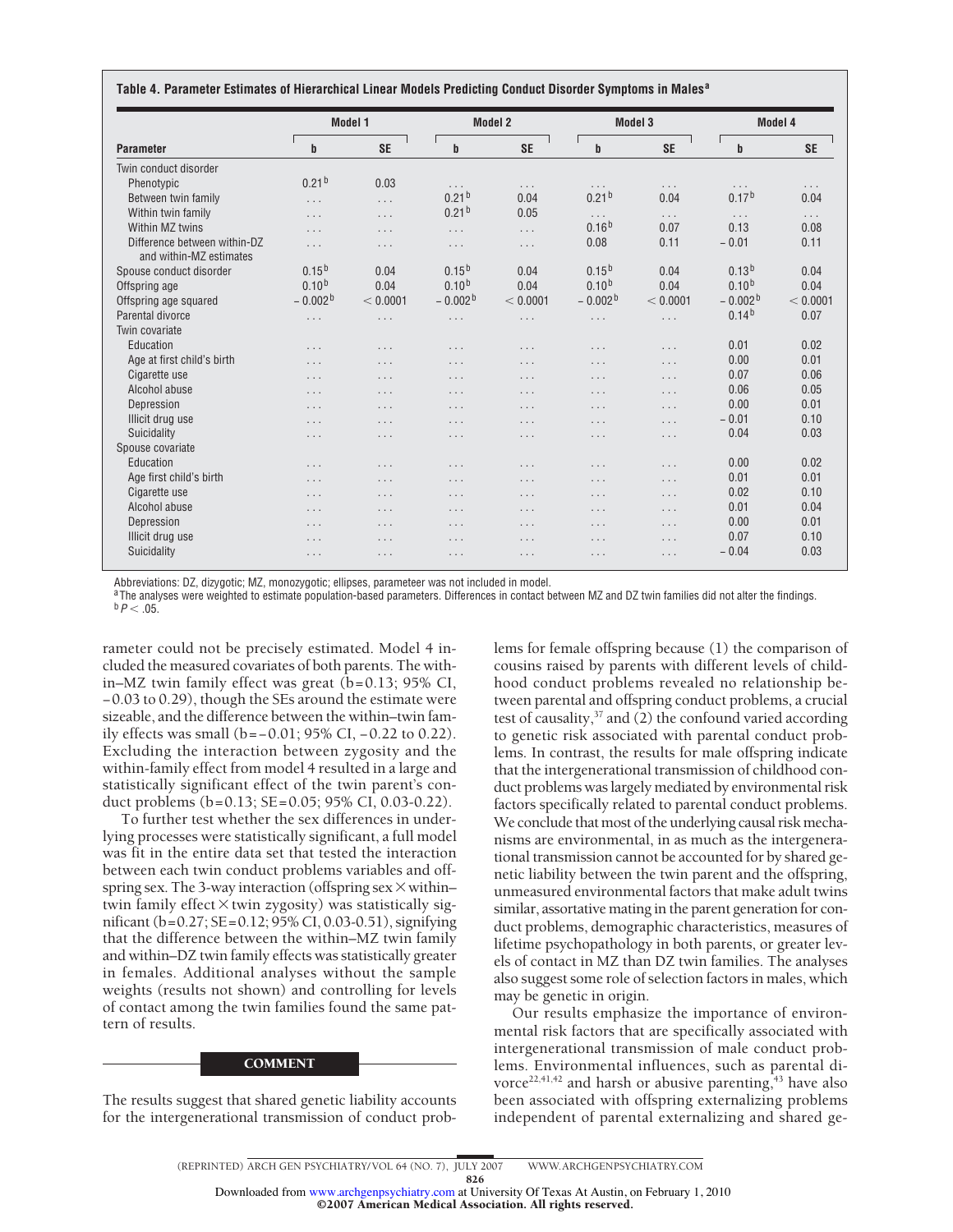**Table 4. Parameter Estimates of Hierarchical Linear Models Predicting Conduct Disorder Symptoms in Males[a]**

| Parameter | Model 1 | | Model 2 | | Model 3 | | Model 4 | |
|---|---|---|---|---|---|---|---|---|
| | b | SE | b | SE | b | SE | b | SE |
| Twin conduct disorder | | | | | | | | |
| Phenotypic | 0.21[b] | 0.03 | ... | ... | ... | ... | ... | ... |
| Between twin family | ... | ... | 0.21[b] | 0.04 | 0.21[b] | 0.04 | 0.17[b] | 0.04 |
| Within twin family | ... | ... | 0.21[b] | 0.05 | ... | ... | ... | ... |
| Within MZ twins | ... | ... | ... | ... | 0.16[b] | 0.07 | 0.13 | 0.08 |
| Difference between within-DZ and within-MZ estimates | ... | ... | ... | ... | 0.08 | 0.11 | −0.01 | 0.11 |
| Spouse conduct disorder | 0.15[b] | 0.04 | 0.15[b] | 0.04 | 0.15[b] | 0.04 | 0.13[b] | 0.04 |
| Offspring age | 0.10[b] | 0.04 | 0.10[b] | 0.04 | 0.10[b] | 0.04 | 0.10[b] | 0.04 |
| Offspring age squared | −0.002[b] | < 0.0001 | −0.002[b] | < 0.0001 | −0.002[b] | < 0.0001 | −0.002[b] | < 0.0001 |
| Parental divorce | ... | ... | ... | ... | ... | ... | 0.14[b] | 0.07 |
| Twin covariate | | | | | | | | |
| Education | ... | ... | ... | ... | ... | ... | 0.01 | 0.02 |
| Age at first child's birth | ... | ... | ... | ... | ... | ... | 0.00 | 0.01 |
| Cigarette use | ... | ... | ... | ... | ... | ... | 0.07 | 0.06 |
| Alcohol abuse | ... | ... | ... | ... | ... | ... | 0.06 | 0.05 |
| Depression | ... | ... | ... | ... | ... | ... | 0.00 | 0.01 |
| Illicit drug use | ... | ... | ... | ... | ... | ... | −0.01 | 0.10 |
| Suicidality | ... | ... | ... | ... | ... | ... | 0.04 | 0.03 |
| Spouse covariate | | | | | | | | |
| Education | ... | ... | ... | ... | ... | ... | 0.00 | 0.02 |
| Age first child's birth | ... | ... | ... | ... | ... | ... | 0.01 | 0.01 |
| Cigarette use | ... | ... | ... | ... | ... | ... | 0.02 | 0.10 |
| Alcohol abuse | ... | ... | ... | ... | ... | ... | 0.01 | 0.04 |
| Depression | ... | ... | ... | ... | ... | ... | 0.00 | 0.01 |
| Illicit drug use | ... | ... | ... | ... | ... | ... | 0.07 | 0.10 |
| Suicidality | ... | ... | ... | ... | ... | ... | −0.04 | 0.03 |

Abbreviations: DZ, dizygotic; MZ, monozygotic; ellipses, parameteer was not included in model.
[a]The analyses were weighted to estimate population-based parameters. Differences in contact between MZ and DZ twin families did not alter the findings.
[b]$P < .05$.

rameter could not be precisely estimated. Model 4 included the measured covariates of both parents. The within–MZ twin family effect was great (b=0.13; 95% CI, −0.03 to 0.29), though the SEs around the estimate were sizeable, and the difference between the within–twin family effects was small (b=−0.01; 95% CI, −0.22 to 0.22). Excluding the interaction between zygosity and the within-family effect from model 4 resulted in a large and statistically significant effect of the twin parent's conduct problems (b=0.13; SE=0.05; 95% CI, 0.03-0.22).

To further test whether the sex differences in underlying processes were statistically significant, a full model was fit in the entire data set that tested the interaction between each twin conduct problems variables and offspring sex. The 3-way interaction (offspring sex × within–twin family effect × twin zygosity) was statistically significant (b=0.27; SE=0.12; 95% CI, 0.03-0.51), signifying that the difference between the within–MZ twin family and within–DZ twin family effects was statistically greater in females. Additional analyses without the sample weights (results not shown) and controlling for levels of contact among the twin families found the same pattern of results.

## COMMENT

The results suggest that shared genetic liability accounts for the intergenerational transmission of conduct problems for female offspring because (1) the comparison of cousins raised by parents with different levels of childhood conduct problems revealed no relationship between parental and offspring conduct problems, a crucial test of causality,[37] and (2) the confound varied according to genetic risk associated with parental conduct problems. In contrast, the results for male offspring indicate that the intergenerational transmission of childhood conduct problems was largely mediated by environmental risk factors specifically related to parental conduct problems. We conclude that most of the underlying causal risk mechanisms are environmental, in as much as the intergenerational transmission cannot be accounted for by shared genetic liability between the twin parent and the offspring, unmeasured environmental factors that make adult twins similar, assortative mating in the parent generation for conduct problems, demographic characteristics, measures of lifetime psychopathology in both parents, or greater levels of contact in MZ than DZ twin families. The analyses also suggest some role of selection factors in males, which may be genetic in origin.

Our results emphasize the importance of environmental risk factors that are specifically associated with intergenerational transmission of male conduct problems. Environmental influences, such as parental divorce[22,41,42] and harsh or abusive parenting,[43] have also been associated with offspring externalizing problems independent of parental externalizing and shared ge-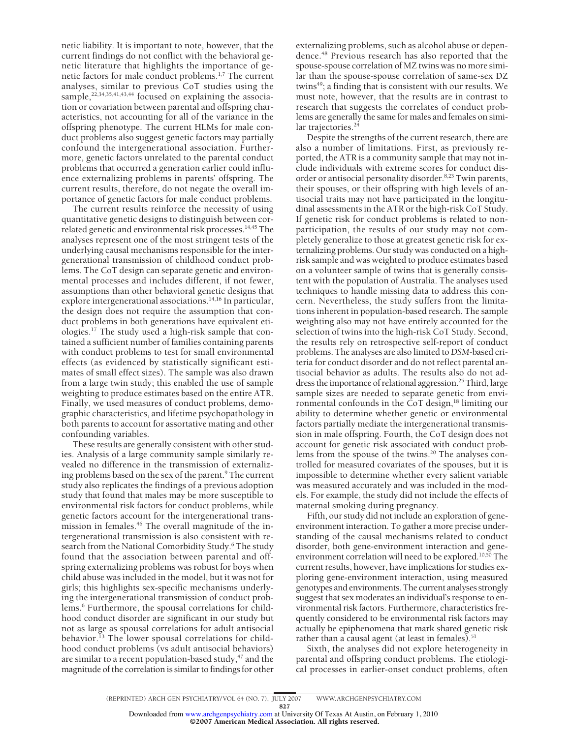netic liability. It is important to note, however, that the current findings do not conflict with the behavioral genetic literature that highlights the importance of genetic factors for male conduct problems.[1,7] The current analyses, similar to previous CoT studies using the sample,[22,34,35,41,43,44] focused on explaining the association or covariation between parental and offspring characteristics, not accounting for all of the variance in the offspring phenotype. The current HLMs for male conduct problems also suggest genetic factors may partially confound the intergenerational association. Furthermore, genetic factors unrelated to the parental conduct problems that occurred a generation earlier could influence externalizing problems in parents' offspring. The current results, therefore, do not negate the overall importance of genetic factors for male conduct problems.

The current results reinforce the necessity of using quantitative genetic designs to distinguish between correlated genetic and environmental risk processes.[14,45] The analyses represent one of the most stringent tests of the underlying causal mechanisms responsible for the intergenerational transmission of childhood conduct problems. The CoT design can separate genetic and environmental processes and includes different, if not fewer, assumptions than other behavioral genetic designs that explore intergenerational associations.[14,16] In particular, the design does not require the assumption that conduct problems in both generations have equivalent etiologies.[17] The study used a high-risk sample that contained a sufficient number of families containing parents with conduct problems to test for small environmental effects (as evidenced by statistically significant estimates of small effect sizes). The sample was also drawn from a large twin study; this enabled the use of sample weighting to produce estimates based on the entire ATR. Finally, we used measures of conduct problems, demographic characteristics, and lifetime psychopathology in both parents to account for assortative mating and other confounding variables.

These results are generally consistent with other studies. Analysis of a large community sample similarly revealed no difference in the transmission of externalizing problems based on the sex of the parent.[9] The current study also replicates the findings of a previous adoption study that found that males may be more susceptible to environmental risk factors for conduct problems, while genetic factors account for the intergenerational transmission in females.[46] The overall magnitude of the intergenerational transmission is also consistent with research from the National Comorbidity Study.[6] The study found that the association between parental and offspring externalizing problems was robust for boys when child abuse was included in the model, but it was not for girls; this highlights sex-specific mechanisms underlying the intergenerational transmission of conduct problems.[6] Furthermore, the spousal correlations for childhood conduct disorder are significant in our study but not as large as spousal correlations for adult antisocial behavior.[13] The lower spousal correlations for childhood conduct problems (vs adult antisocial behaviors) are similar to a recent population-based study,[47] and the magnitude of the correlation is similar to findings for other externalizing problems, such as alcohol abuse or dependence.[48] Previous research has also reported that the spouse-spouse correlation of MZ twins was no more similar than the spouse-spouse correlation of same-sex DZ twins[49]; a finding that is consistent with our results. We must note, however, that the results are in contrast to research that suggests the correlates of conduct problems are generally the same for males and females on similar trajectories.[24]

Despite the strengths of the current research, there are also a number of limitations. First, as previously reported, the ATR is a community sample that may not include individuals with extreme scores for conduct disorder or antisocial personality disorder.[8,23] Twin parents, their spouses, or their offspring with high levels of antisocial traits may not have participated in the longitudinal assessments in the ATR or the high-risk CoT Study. If genetic risk for conduct problems is related to nonparticipation, the results of our study may not completely generalize to those at greatest genetic risk for externalizing problems. Our study was conducted on a high-risk sample and was weighted to produce estimates based on a volunteer sample of twins that is generally consistent with the population of Australia. The analyses used techniques to handle missing data to address this concern. Nevertheless, the study suffers from the limitations inherent in population-based research. The sample weighting also may not have entirely accounted for the selection of twins into the high-risk CoT Study. Second, the results rely on retrospective self-report of conduct problems. The analyses are also limited to *DSM*-based criteria for conduct disorder and do not reflect parental antisocial behavior as adults. The results also do not address the importance of relational aggression.[25] Third, large sample sizes are needed to separate genetic from environmental confounds in the CoT design,[18] limiting our ability to determine whether genetic or environmental factors partially mediate the intergenerational transmission in male offspring. Fourth, the CoT design does not account for genetic risk associated with conduct problems from the spouse of the twins.[20] The analyses controlled for measured covariates of the spouses, but it is impossible to determine whether every salient variable was measured accurately and was included in the models. For example, the study did not include the effects of maternal smoking during pregnancy.

Fifth, our study did not include an exploration of gene-environment interaction. To gather a more precise understanding of the causal mechanisms related to conduct disorder, both gene-environment interaction and gene-environment correlation will need to be explored.[10,50] The current results, however, have implications for studies exploring gene-environment interaction, using measured genotypes and environments. The current analyses strongly suggest that sex moderates an individual's response to environmental risk factors. Furthermore, characteristics frequently considered to be environmental risk factors may actually be epiphenomena that mark shared genetic risk rather than a causal agent (at least in females).[51]

Sixth, the analyses did not explore heterogeneity in parental and offspring conduct problems. The etiological processes in earlier-onset conduct problems, often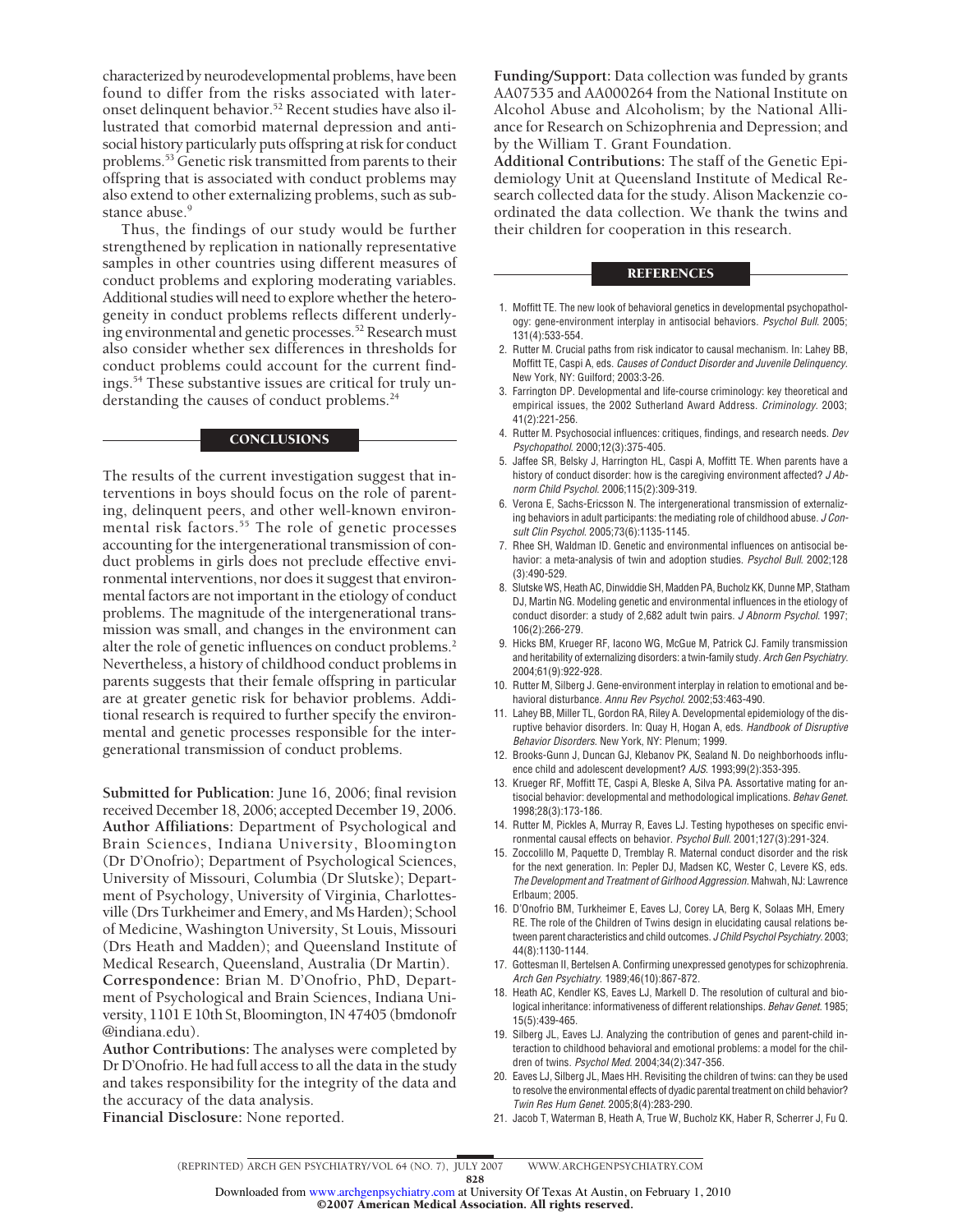characterized by neurodevelopmental problems, have been found to differ from the risks associated with later-onset delinquent behavior.[52] Recent studies have also illustrated that comorbid maternal depression and antisocial history particularly puts offspring at risk for conduct problems.[53] Genetic risk transmitted from parents to their offspring that is associated with conduct problems may also extend to other externalizing problems, such as substance abuse.[9]

Thus, the findings of our study would be further strengthened by replication in nationally representative samples in other countries using different measures of conduct problems and exploring moderating variables. Additional studies will need to explore whether the heterogeneity in conduct problems reflects different underlying environmental and genetic processes.[52] Research must also consider whether sex differences in thresholds for conduct problems could account for the current findings.[54] These substantive issues are critical for truly understanding the causes of conduct problems.[24]

## CONCLUSIONS

The results of the current investigation suggest that interventions in boys should focus on the role of parenting, delinquent peers, and other well-known environmental risk factors.[55] The role of genetic processes accounting for the intergenerational transmission of conduct problems in girls does not preclude effective environmental interventions, nor does it suggest that environmental factors are not important in the etiology of conduct problems. The magnitude of the intergenerational transmission was small, and changes in the environment can alter the role of genetic influences on conduct problems.[2] Nevertheless, a history of childhood conduct problems in parents suggests that their female offspring in particular are at greater genetic risk for behavior problems. Additional research is required to further specify the environmental and genetic processes responsible for the intergenerational transmission of conduct problems.

**Submitted for Publication:** June 16, 2006; final revision received December 18, 2006; accepted December 19, 2006.
**Author Affiliations:** Department of Psychological and Brain Sciences, Indiana University, Bloomington (Dr D'Onofrio); Department of Psychological Sciences, University of Missouri, Columbia (Dr Slutske); Department of Psychology, University of Virginia, Charlottesville (Drs Turkheimer and Emery, and Ms Harden); School of Medicine, Washington University, St Louis, Missouri (Drs Heath and Madden); and Queensland Institute of Medical Research, Queensland, Australia (Dr Martin).
**Correspondence:** Brian M. D'Onofrio, PhD, Department of Psychological and Brain Sciences, Indiana University, 1101 E 10th St, Bloomington, IN 47405 (bmdonofr@indiana.edu).
**Author Contributions:** The analyses were completed by Dr D'Onofrio. He had full access to all the data in the study and takes responsibility for the integrity of the data and the accuracy of the data analysis.
**Financial Disclosure:** None reported.
**Funding/Support:** Data collection was funded by grants AA07535 and AA000264 from the National Institute on Alcohol Abuse and Alcoholism; by the National Alliance for Research on Schizophrenia and Depression; and by the William T. Grant Foundation.
**Additional Contributions:** The staff of the Genetic Epidemiology Unit at Queensland Institute of Medical Research collected data for the study. Alison Mackenzie coordinated the data collection. We thank the twins and their children for cooperation in this research.

## REFERENCES

1. Moffitt TE. The new look of behavioral genetics in developmental psychopathology: gene-environment interplay in antisocial behaviors. *Psychol Bull.* 2005; 131(4):533-554.
2. Rutter M. Crucial paths from risk indicator to causal mechanism. In: Lahey BB, Moffitt TE, Caspi A, eds. *Causes of Conduct Disorder and Juvenile Delinquency.* New York, NY: Guilford; 2003:3-26.
3. Farrington DP. Developmental and life-course criminology: key theoretical and empirical issues, the 2002 Sutherland Award Address. *Criminology.* 2003; 41(2):221-256.
4. Rutter M. Psychosocial influences: critiques, findings, and research needs. *Dev Psychopathol.* 2000;12(3):375-405.
5. Jaffee SR, Belsky J, Harrington HL, Caspi A, Moffitt TE. When parents have a history of conduct disorder: how is the caregiving environment affected? *J Abnorm Child Psychol.* 2006;115(2):309-319.
6. Verona E, Sachs-Ericsson N. The intergenerational transmission of externalizing behaviors in adult participants: the mediating role of childhood abuse. *J Consult Clin Psychol.* 2005;73(6):1135-1145.
7. Rhee SH, Waldman ID. Genetic and environmental influences on antisocial behavior: a meta-analysis of twin and adoption studies. *Psychol Bull.* 2002;128 (3):490-529.
8. Slutske WS, Heath AC, Dinwiddie SH, Madden PA, Bucholz KK, Dunne MP, Statham DJ, Martin NG. Modeling genetic and environmental influences in the etiology of conduct disorder: a study of 2,682 adult twin pairs. *J Abnorm Psychol.* 1997; 106(2):266-279.
9. Hicks BM, Krueger RF, Iacono WG, McGue M, Patrick CJ. Family transmission and heritability of externalizing disorders: a twin-family study. *Arch Gen Psychiatry.* 2004;61(9):922-928.
10. Rutter M, Silberg J. Gene-environment interplay in relation to emotional and behavioral disturbance. *Annu Rev Psychol.* 2002;53:463-490.
11. Lahey BB, Miller TL, Gordon RA, Riley A. Developmental epidemiology of the disruptive behavior disorders. In: Quay H, Hogan A, eds. *Handbook of Disruptive Behavior Disorders.* New York, NY: Plenum; 1999.
12. Brooks-Gunn J, Duncan GJ, Klebanov PK, Sealand N. Do neighborhoods influence child and adolescent development? *AJS.* 1993;99(2):353-395.
13. Krueger RF, Moffitt TE, Caspi A, Bleske A, Silva PA. Assortative mating for antisocial behavior: developmental and methodological implications. *Behav Genet.* 1998;28(3):173-186.
14. Rutter M, Pickles A, Murray R, Eaves LJ. Testing hypotheses on specific environmental causal effects on behavior. *Psychol Bull.* 2001;127(3):291-324.
15. Zoccolillo M, Paquette D, Tremblay R. Maternal conduct disorder and the risk for the next generation. In: Pepler DJ, Madsen KC, Wester C, Levere KS, eds. *The Development and Treatment of Girlhood Aggression.* Mahwah, NJ: Lawrence Erlbaum; 2005.
16. D'Onofrio BM, Turkheimer E, Eaves LJ, Corey LA, Berg K, Solaas MH, Emery RE. The role of the Children of Twins design in elucidating causal relations between parent characteristics and child outcomes. *J Child Psychol Psychiatry.* 2003; 44(8):1130-1144.
17. Gottesman II, Bertelsen A. Confirming unexpressed genotypes for schizophrenia. *Arch Gen Psychiatry.* 1989;46(10):867-872.
18. Heath AC, Kendler KS, Eaves LJ, Markell D. The resolution of cultural and biological inheritance: informativeness of different relationships. *Behav Genet.* 1985; 15(5):439-465.
19. Silberg JL, Eaves LJ. Analyzing the contribution of genes and parent-child interaction to childhood behavioral and emotional problems: a model for the children of twins. *Psychol Med.* 2004;34(2):347-356.
20. Eaves LJ, Silberg JL, Maes HH. Revisiting the children of twins: can they be used to resolve the environmental effects of dyadic parental treatment on child behavior? *Twin Res Hum Genet.* 2005;8(4):283-290.
21. Jacob T, Waterman B, Heath A, True W, Bucholz KK, Haber R, Scherrer J, Fu Q.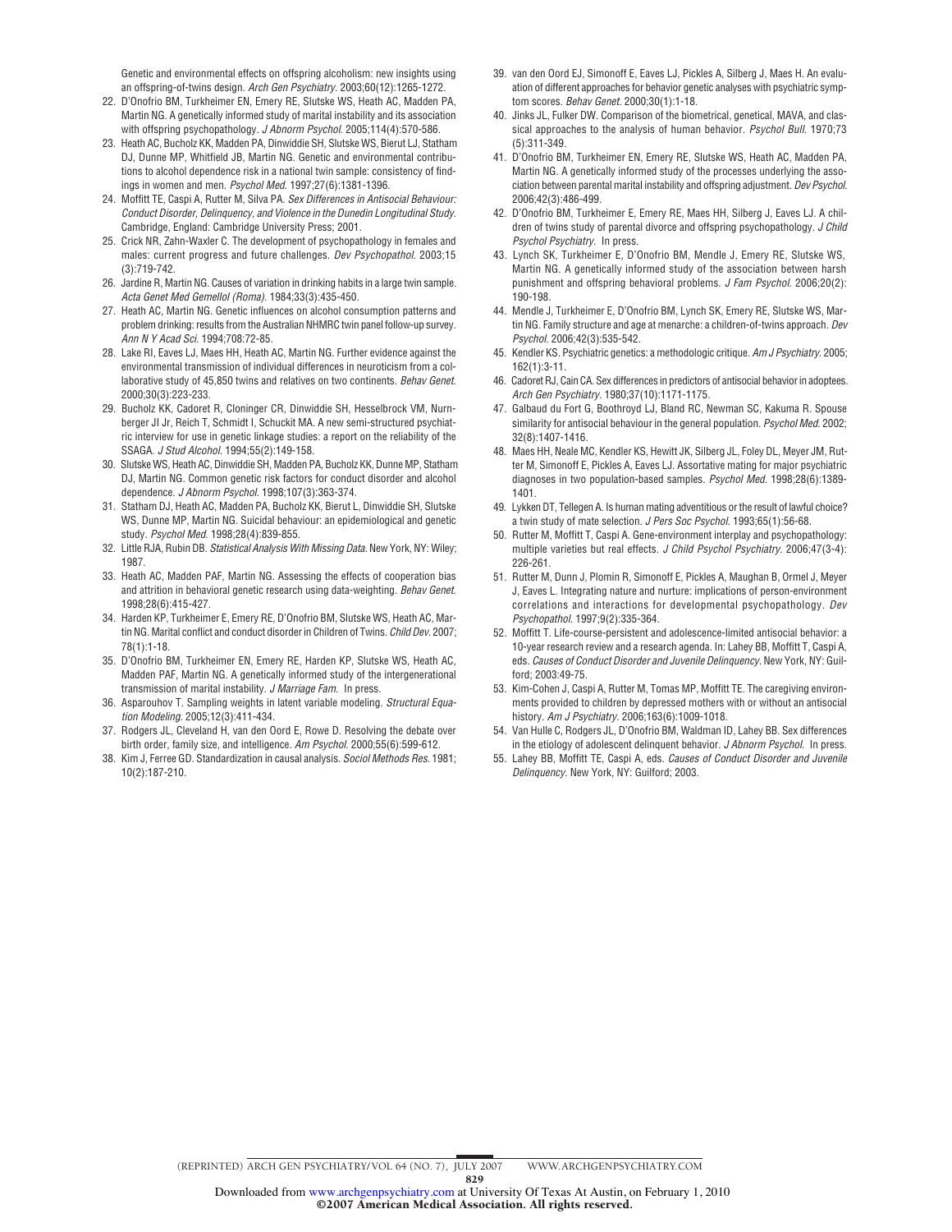Genetic and environmental effects on offspring alcoholism: new insights using an offspring-of-twins design. *Arch Gen Psychiatry*. 2003;60(12):1265-1272.

22. D'Onofrio BM, Turkheimer EN, Emery RE, Slutske WS, Heath AC, Madden PA, Martin NG. A genetically informed study of marital instability and its association with offspring psychopathology. *J Abnorm Psychol*. 2005;114(4):570-586.
23. Heath AC, Bucholz KK, Madden PA, Dinwiddie SH, Slutske WS, Bierut LJ, Statham DJ, Dunne MP, Whitfield JB, Martin NG. Genetic and environmental contributions to alcohol dependence risk in a national twin sample: consistency of findings in women and men. *Psychol Med*. 1997;27(6):1381-1396.
24. Moffitt TE, Caspi A, Rutter M, Silva PA. *Sex Differences in Antisocial Behaviour: Conduct Disorder, Delinquency, and Violence in the Dunedin Longitudinal Study*. Cambridge, England: Cambridge University Press; 2001.
25. Crick NR, Zahn-Waxler C. The development of psychopathology in females and males: current progress and future challenges. *Dev Psychopathol*. 2003;15 (3):719-742.
26. Jardine R, Martin NG. Causes of variation in drinking habits in a large twin sample. *Acta Genet Med Gemellol (Roma)*. 1984;33(3):435-450.
27. Heath AC, Martin NG. Genetic influences on alcohol consumption patterns and problem drinking: results from the Australian NHMRC twin panel follow-up survey. *Ann N Y Acad Sci*. 1994;708:72-85.
28. Lake RI, Eaves LJ, Maes HH, Heath AC, Martin NG. Further evidence against the environmental transmission of individual differences in neuroticism from a collaborative study of 45,850 twins and relatives on two continents. *Behav Genet*. 2000;30(3):223-233.
29. Bucholz KK, Cadoret R, Cloninger CR, Dinwiddie SH, Hesselbrock VM, Nurnberger JI Jr, Reich T, Schmidt I, Schuckit MA. A new semi-structured psychiatric interview for use in genetic linkage studies: a report on the reliability of the SSAGA. *J Stud Alcohol*. 1994;55(2):149-158.
30. Slutske WS, Heath AC, Dinwiddie SH, Madden PA, Bucholz KK, Dunne MP, Statham DJ, Martin NG. Common genetic risk factors for conduct disorder and alcohol dependence. *J Abnorm Psychol*. 1998;107(3):363-374.
31. Statham DJ, Heath AC, Madden PA, Bucholz KK, Bierut L, Dinwiddie SH, Slutske WS, Dunne MP, Martin NG. Suicidal behaviour: an epidemiological and genetic study. *Psychol Med*. 1998;28(4):839-855.
32. Little RJA, Rubin DB. *Statistical Analysis With Missing Data*. New York, NY: Wiley; 1987.
33. Heath AC, Madden PAF, Martin NG. Assessing the effects of cooperation bias and attrition in behavioral genetic research using data-weighting. *Behav Genet*. 1998;28(6):415-427.
34. Harden KP, Turkheimer E, Emery RE, D'Onofrio BM, Slutske WS, Heath AC, Martin NG. Marital conflict and conduct disorder in Children of Twins. *Child Dev*. 2007; 78(1):1-18.
35. D'Onofrio BM, Turkheimer EN, Emery RE, Harden KP, Slutske WS, Heath AC, Madden PAF, Martin NG. A genetically informed study of the intergenerational transmission of marital instability. *J Marriage Fam*. In press.
36. Asparouhov T. Sampling weights in latent variable modeling. *Structural Equation Modeling*. 2005;12(3):411-434.
37. Rodgers JL, Cleveland H, van den Oord E, Rowe D. Resolving the debate over birth order, family size, and intelligence. *Am Psychol*. 2000;55(6):599-612.
38. Kim J, Ferree GD. Standardization in causal analysis. *Sociol Methods Res*. 1981; 10(2):187-210.
39. van den Oord EJ, Simonoff E, Eaves LJ, Pickles A, Silberg J, Maes H. An evaluation of different approaches for behavior genetic analyses with psychiatric symptom scores. *Behav Genet*. 2000;30(1):1-18.
40. Jinks JL, Fulker DW. Comparison of the biometrical, genetical, MAVA, and classical approaches to the analysis of human behavior. *Psychol Bull*. 1970;73 (5):311-349.
41. D'Onofrio BM, Turkheimer EN, Emery RE, Slutske WS, Heath AC, Madden PA, Martin NG. A genetically informed study of the processes underlying the association between parental marital instability and offspring adjustment. *Dev Psychol*. 2006;42(3):486-499.
42. D'Onofrio BM, Turkheimer E, Emery RE, Maes HH, Silberg J, Eaves LJ. A children of twins study of parental divorce and offspring psychopathology. *J Child Psychol Psychiatry*. In press.
43. Lynch SK, Turkheimer E, D'Onofrio BM, Mendle J, Emery RE, Slutske WS, Martin NG. A genetically informed study of the association between harsh punishment and offspring behavioral problems. *J Fam Psychol*. 2006;20(2): 190-198.
44. Mendle J, Turkheimer E, D'Onofrio BM, Lynch SK, Emery RE, Slutske WS, Martin NG. Family structure and age at menarche: a children-of-twins approach. *Dev Psychol*. 2006;42(3):535-542.
45. Kendler KS. Psychiatric genetics: a methodologic critique. *Am J Psychiatry*. 2005; 162(1):3-11.
46. Cadoret RJ, Cain CA. Sex differences in predictors of antisocial behavior in adoptees. *Arch Gen Psychiatry*. 1980;37(10):1171-1175.
47. Galbaud du Fort G, Boothroyd LJ, Bland RC, Newman SC, Kakuma R. Spouse similarity for antisocial behaviour in the general population. *Psychol Med*. 2002; 32(8):1407-1416.
48. Maes HH, Neale MC, Kendler KS, Hewitt JK, Silberg JL, Foley DL, Meyer JM, Rutter M, Simonoff E, Pickles A, Eaves LJ. Assortative mating for major psychiatric diagnoses in two population-based samples. *Psychol Med*. 1998;28(6):1389-1401.
49. Lykken DT, Tellegen A. Is human mating adventitious or the result of lawful choice? a twin study of mate selection. *J Pers Soc Psychol*. 1993;65(1):56-68.
50. Rutter M, Moffitt T, Caspi A. Gene-environment interplay and psychopathology: multiple varieties but real effects. *J Child Psychol Psychiatry*. 2006;47(3-4): 226-261.
51. Rutter M, Dunn J, Plomin R, Simonoff E, Pickles A, Maughan B, Ormel J, Meyer J, Eaves L. Integrating nature and nurture: implications of person-environment correlations and interactions for developmental psychopathology. *Dev Psychopathol*. 1997;9(2):335-364.
52. Moffitt T. Life-course-persistent and adolescence-limited antisocial behavior: a 10-year research review and a research agenda. In: Lahey BB, Moffitt T, Caspi A, eds. *Causes of Conduct Disorder and Juvenile Delinquency*. New York, NY: Guilford; 2003:49-75.
53. Kim-Cohen J, Caspi A, Rutter M, Tomas MP, Moffitt TE. The caregiving environments provided to children by depressed mothers with or without an antisocial history. *Am J Psychiatry*. 2006;163(6):1009-1018.
54. Van Hulle C, Rodgers JL, D'Onofrio BM, Waldman ID, Lahey BB. Sex differences in the etiology of adolescent delinquent behavior. *J Abnorm Psychol*. In press.
55. Lahey BB, Moffitt TE, Caspi A, eds. *Causes of Conduct Disorder and Juvenile Delinquency*. New York, NY: Guilford; 2003.